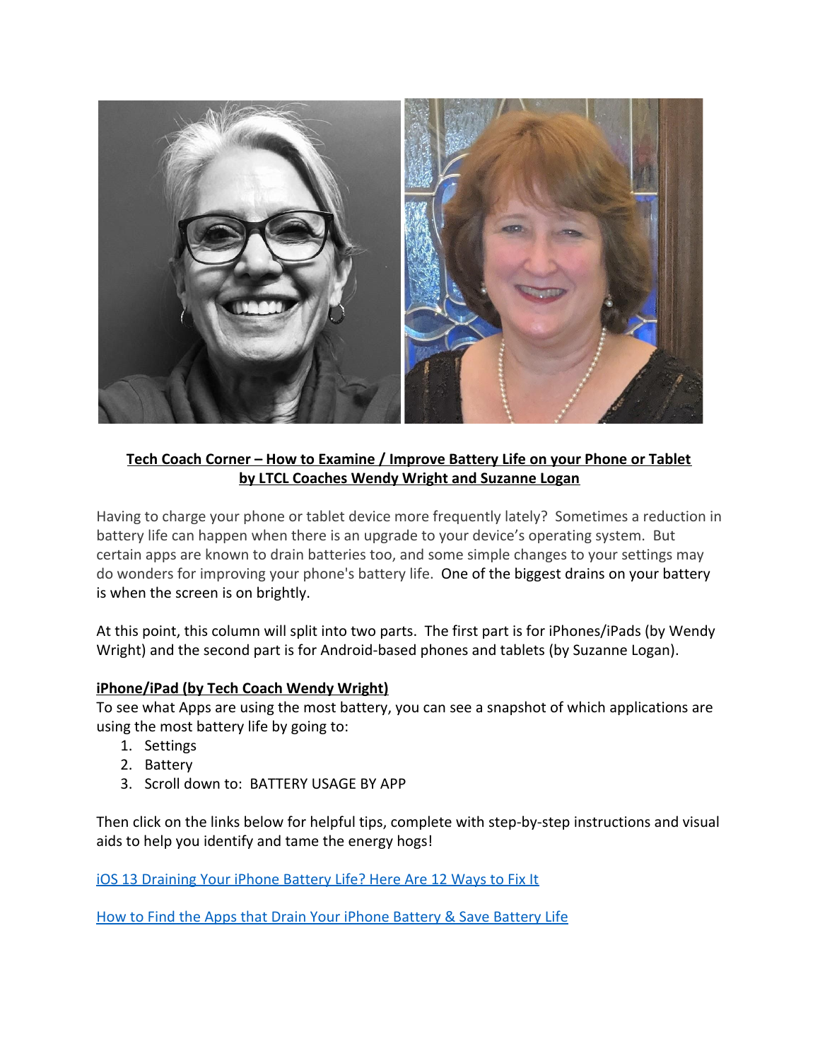**Tech Coach Corner – How to Examine / Improve Battery Life on your Phone or Tablet**
**by LTCL Coaches Wendy Wright and Suzanne Logan**

Having to charge your phone or tablet device more frequently lately? Sometimes a reduction in battery life can happen when there is an upgrade to your device's operating system. But certain apps are known to drain batteries too, and some simple changes to your settings may do wonders for improving your phone's battery life. One of the biggest drains on your battery is when the screen is on brightly.

At this point, this column will split into two parts. The first part is for iPhones/iPads (by Wendy Wright) and the second part is for Android-based phones and tablets (by Suzanne Logan).

**iPhone/iPad (by Tech Coach Wendy Wright)**

To see what Apps are using the most battery, you can see a snapshot of which applications are using the most battery life by going to:

1. Settings
2. Battery
3. Scroll down to: BATTERY USAGE BY APP

Then click on the links below for helpful tips, complete with step-by-step instructions and visual aids to help you identify and tame the energy hogs!

iOS 13 Draining Your iPhone Battery Life? Here Are 12 Ways to Fix It

How to Find the Apps that Drain Your iPhone Battery & Save Battery Life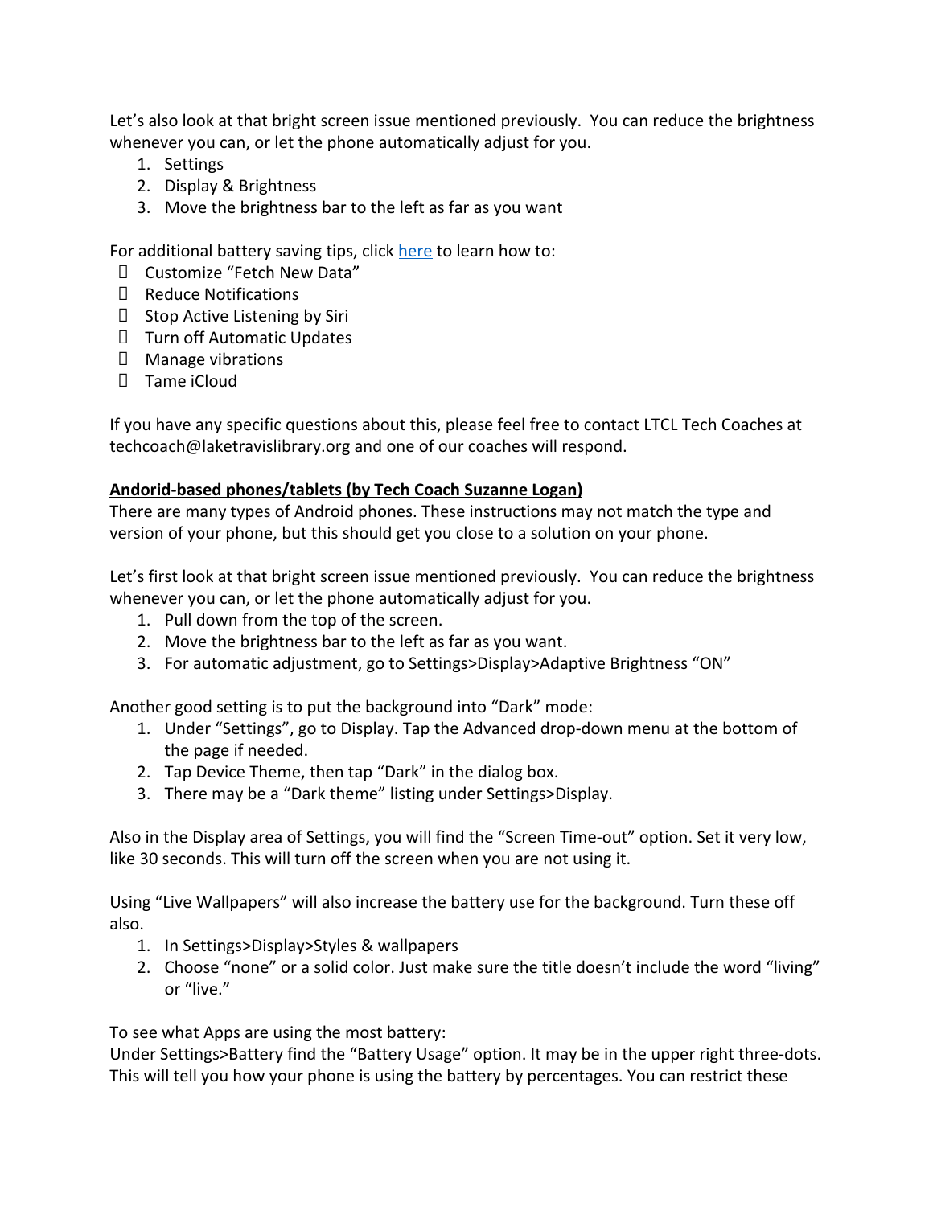Let's also look at that bright screen issue mentioned previously.  You can reduce the brightness whenever you can, or let the phone automatically adjust for you.

1. Settings
2. Display & Brightness
3. Move the brightness bar to the left as far as you want

For additional battery saving tips, click [here]() to learn how to:

- Customize "Fetch New Data"
- Reduce Notifications
- Stop Active Listening by Siri
- Turn off Automatic Updates
- Manage vibrations
- Tame iCloud

If you have any specific questions about this, please feel free to contact LTCL Tech Coaches at techcoach@laketravislibrary.org and one of our coaches will respond.

**Andorid-based phones/tablets (by Tech Coach Suzanne Logan)**

There are many types of Android phones. These instructions may not match the type and version of your phone, but this should get you close to a solution on your phone.

Let's first look at that bright screen issue mentioned previously.  You can reduce the brightness whenever you can, or let the phone automatically adjust for you.

1. Pull down from the top of the screen.
2. Move the brightness bar to the left as far as you want.
3. For automatic adjustment, go to Settings>Display>Adaptive Brightness "ON"

Another good setting is to put the background into "Dark" mode:

1. Under "Settings", go to Display. Tap the Advanced drop-down menu at the bottom of the page if needed.
2. Tap Device Theme, then tap "Dark" in the dialog box.
3. There may be a "Dark theme" listing under Settings>Display.

Also in the Display area of Settings, you will find the "Screen Time-out" option. Set it very low, like 30 seconds. This will turn off the screen when you are not using it.

Using "Live Wallpapers" will also increase the battery use for the background. Turn these off also.

1. In Settings>Display>Styles & wallpapers
2. Choose "none" or a solid color. Just make sure the title doesn't include the word "living" or "live."

To see what Apps are using the most battery:
Under Settings>Battery find the "Battery Usage" option. It may be in the upper right three-dots. This will tell you how your phone is using the battery by percentages. You can restrict these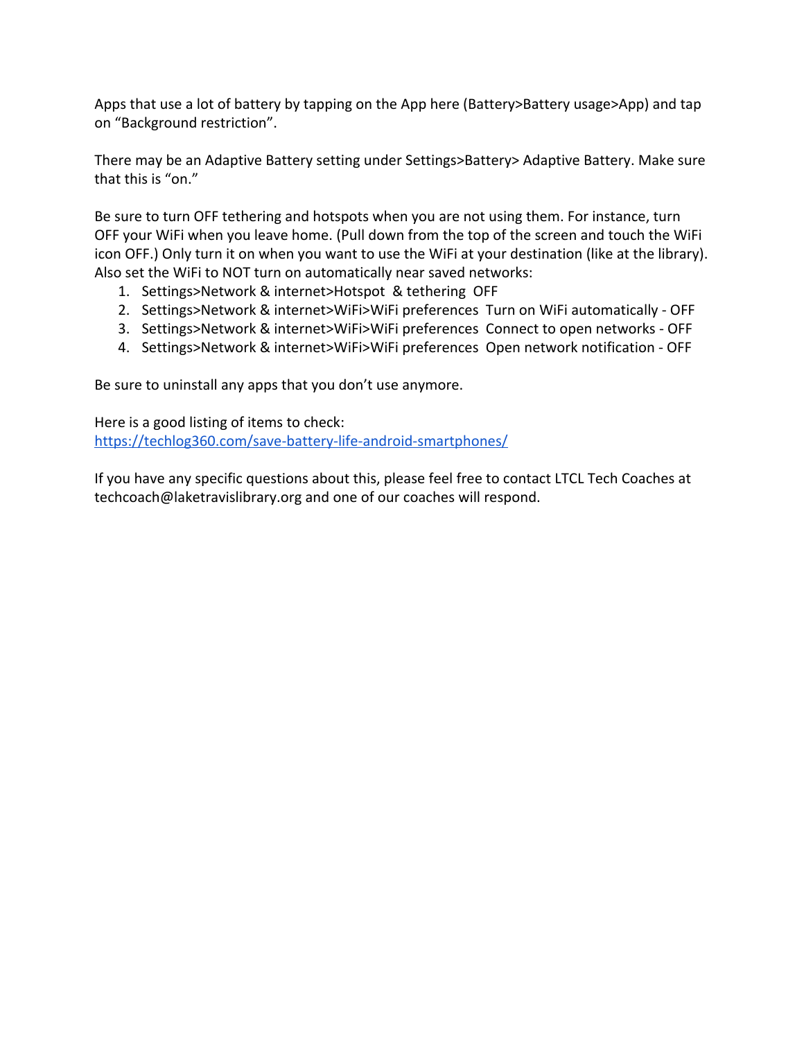Apps that use a lot of battery by tapping on the App here (Battery>Battery usage>App) and tap on "Background restriction".

There may be an Adaptive Battery setting under Settings>Battery> Adaptive Battery. Make sure that this is "on."

Be sure to turn OFF tethering and hotspots when you are not using them. For instance, turn OFF your WiFi when you leave home. (Pull down from the top of the screen and touch the WiFi icon OFF.) Only turn it on when you want to use the WiFi at your destination (like at the library). Also set the WiFi to NOT turn on automatically near saved networks:

1. Settings>Network & internet>Hotspot & tethering OFF
2. Settings>Network & internet>WiFi>WiFi preferences Turn on WiFi automatically - OFF
3. Settings>Network & internet>WiFi>WiFi preferences Connect to open networks - OFF
4. Settings>Network & internet>WiFi>WiFi preferences Open network notification - OFF

Be sure to uninstall any apps that you don't use anymore.

Here is a good listing of items to check:
[https://techlog360.com/save-battery-life-android-smartphones/](https://techlog360.com/save-battery-life-android-smartphones/)

If you have any specific questions about this, please feel free to contact LTCL Tech Coaches at techcoach@laketravislibrary.org and one of our coaches will respond.